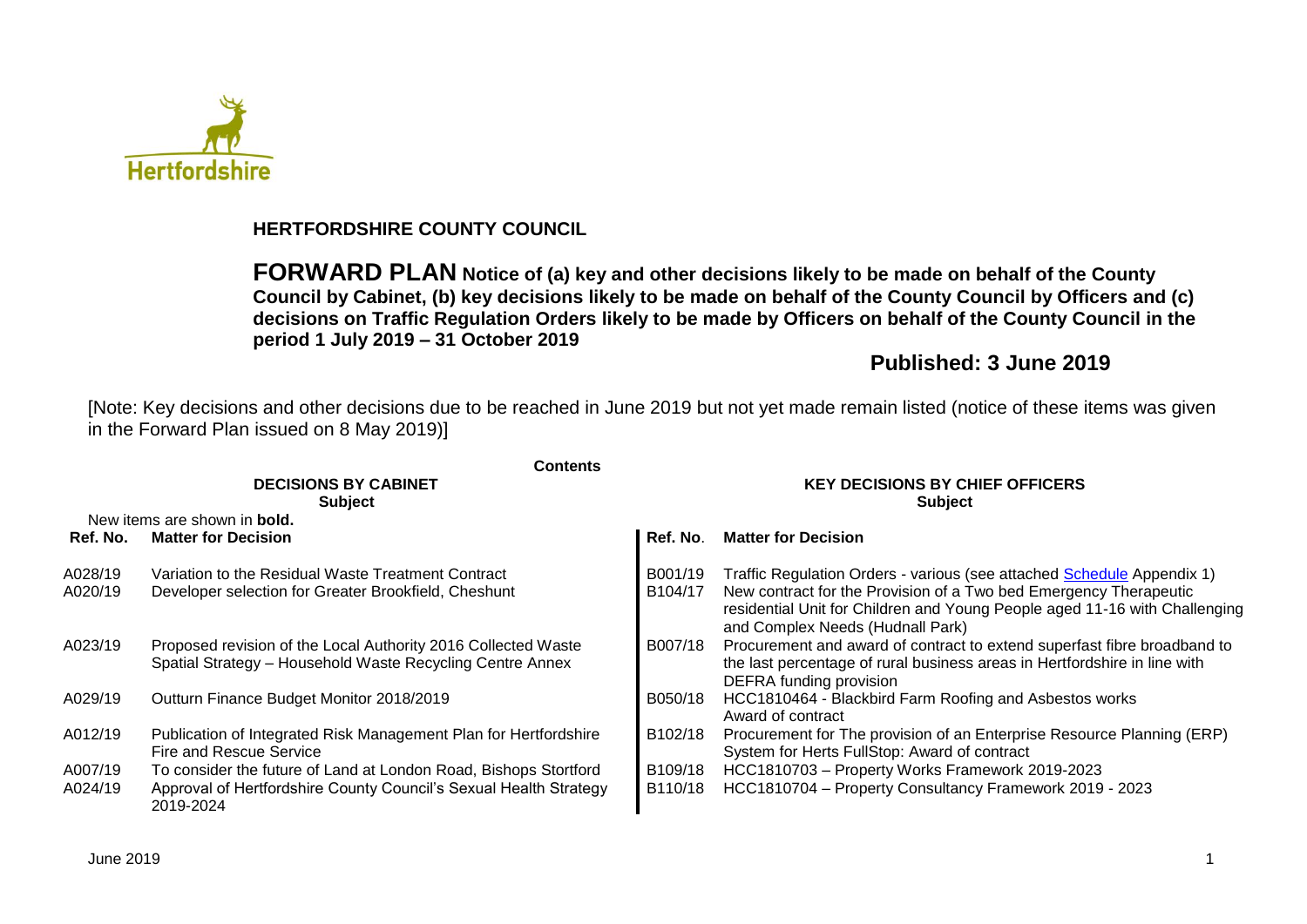Hertfordshire

# HERTFORDSHIRE COUNTY COUNCIL

**FORWARD PLAN Notice of (a) key and other decisions likely to be made on behalf of the County Council by Cabinet, (b) key decisions likely to be made on behalf of the County Council by Officers and (c) decisions on Traffic Regulation Orders likely to be made by Officers on behalf of the County Council in the period 1 July 2019 – 31 October 2019**

**Published: 3 June 2019**

[Note: Key decisions and other decisions due to be reached in June 2019 but not yet made remain listed (notice of these items was given in the Forward Plan issued on 8 May 2019)]

**Contents**

**DECISIONS BY CABINET**
**Subject**

New items are shown in **bold.**

| Ref. No. | Matter for Decision |
|---|---|
| A028/19 | Variation to the Residual Waste Treatment Contract |
| A020/19 | Developer selection for Greater Brookfield, Cheshunt |
| A023/19 | Proposed revision of the Local Authority 2016 Collected Waste Spatial Strategy – Household Waste Recycling Centre Annex |
| A029/19 | Outturn Finance Budget Monitor 2018/2019 |
| A012/19 | Publication of Integrated Risk Management Plan for Hertfordshire Fire and Rescue Service |
| A007/19 | To consider the future of Land at London Road, Bishops Stortford |
| A024/19 | Approval of Hertfordshire County Council's Sexual Health Strategy 2019-2024 |

**KEY DECISIONS BY CHIEF OFFICERS**
**Subject**

| Ref. No. | Matter for Decision |
|---|---|
| B001/19 | Traffic Regulation Orders - various (see attached Schedule Appendix 1) |
| B104/17 | New contract for the Provision of a Two bed Emergency Therapeutic residential Unit for Children and Young People aged 11-16 with Challenging and Complex Needs (Hudnall Park) |
| B007/18 | Procurement and award of contract to extend superfast fibre broadband to the last percentage of rural business areas in Hertfordshire in line with DEFRA funding provision |
| B050/18 | HCC1810464 - Blackbird Farm Roofing and Asbestos works Award of contract |
| B102/18 | Procurement for The provision of an Enterprise Resource Planning (ERP) System for Herts FullStop: Award of contract |
| B109/18 | HCC1810703 – Property Works Framework 2019-2023 |
| B110/18 | HCC1810704 – Property Consultancy Framework 2019 - 2023 |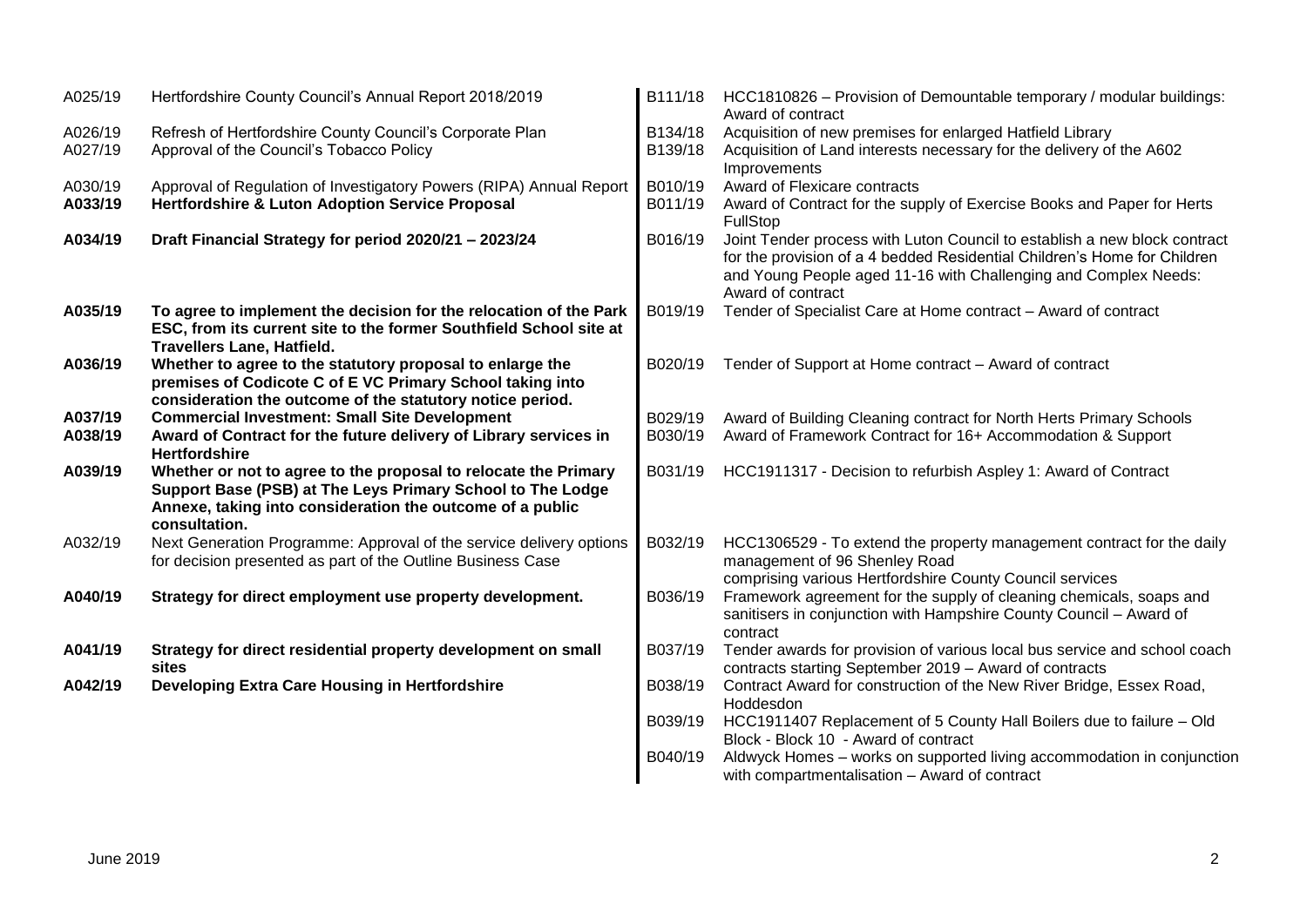| | |
|---|---|
| A025/19 | Hertfordshire County Council's Annual Report 2018/2019 |
| A026/19 | Refresh of Hertfordshire County Council's Corporate Plan |
| A027/19 | Approval of the Council's Tobacco Policy |
| A030/19 | Approval of Regulation of Investigatory Powers (RIPA) Annual Report |
| **A033/19** | **Hertfordshire & Luton Adoption Service Proposal** |
| **A034/19** | **Draft Financial Strategy for period 2020/21 – 2023/24** |
| **A035/19** | **To agree to implement the decision for the relocation of the Park ESC, from its current site to the former Southfield School site at Travellers Lane, Hatfield.** |
| **A036/19** | **Whether to agree to the statutory proposal to enlarge the premises of Codicote C of E VC Primary School taking into consideration the outcome of the statutory notice period.** |
| **A037/19** | **Commercial Investment: Small Site Development** |
| **A038/19** | **Award of Contract for the future delivery of Library services in Hertfordshire** |
| **A039/19** | **Whether or not to agree to the proposal to relocate the Primary Support Base (PSB) at The Leys Primary School to The Lodge Annexe, taking into consideration the outcome of a public consultation.** |
| A032/19 | Next Generation Programme: Approval of the service delivery options for decision presented as part of the Outline Business Case |
| **A040/19** | **Strategy for direct employment use property development.** |
| **A041/19** | **Strategy for direct residential property development on small sites** |
| **A042/19** | **Developing Extra Care Housing in Hertfordshire** |

| | |
|---|---|
| B111/18 | HCC1810826 – Provision of Demountable temporary / modular buildings: Award of contract |
| B134/18 | Acquisition of new premises for enlarged Hatfield Library |
| B139/18 | Acquisition of Land interests necessary for the delivery of the A602 Improvements |
| B010/19 | Award of Flexicare contracts |
| B011/19 | Award of Contract for the supply of Exercise Books and Paper for Herts FullStop |
| B016/19 | Joint Tender process with Luton Council to establish a new block contract for the provision of a 4 bedded Residential Children's Home for Children and Young People aged 11-16 with Challenging and Complex Needs: Award of contract |
| B019/19 | Tender of Specialist Care at Home contract – Award of contract |
| B020/19 | Tender of Support at Home contract – Award of contract |
| B029/19 | Award of Building Cleaning contract for North Herts Primary Schools |
| B030/19 | Award of Framework Contract for 16+ Accommodation & Support |
| B031/19 | HCC1911317 - Decision to refurbish Aspley 1: Award of Contract |
| B032/19 | HCC1306529 - To extend the property management contract for the daily management of 96 Shenley Road comprising various Hertfordshire County Council services |
| B036/19 | Framework agreement for the supply of cleaning chemicals, soaps and sanitisers in conjunction with Hampshire County Council – Award of contract |
| B037/19 | Tender awards for provision of various local bus service and school coach contracts starting September 2019 – Award of contracts |
| B038/19 | Contract Award for construction of the New River Bridge, Essex Road, Hoddesdon |
| B039/19 | HCC1911407 Replacement of 5 County Hall Boilers due to failure – Old Block - Block 10 - Award of contract |
| B040/19 | Aldwyck Homes – works on supported living accommodation in conjunction with compartmentalisation – Award of contract |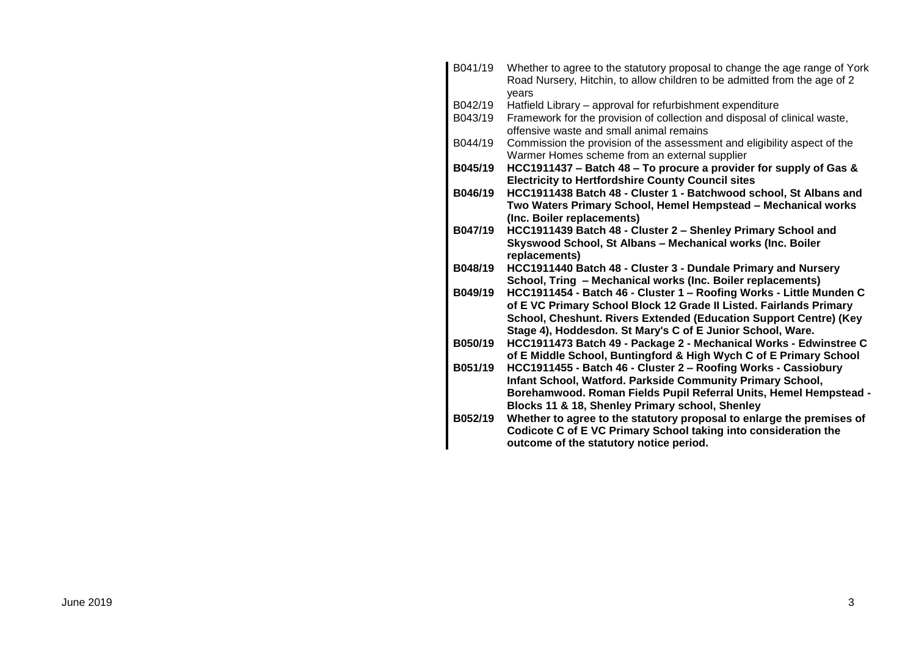| | |
|---|---|
| B041/19 | Whether to agree to the statutory proposal to change the age range of York Road Nursery, Hitchin, to allow children to be admitted from the age of 2 years |
| B042/19 | Hatfield Library – approval for refurbishment expenditure |
| B043/19 | Framework for the provision of collection and disposal of clinical waste, offensive waste and small animal remains |
| B044/19 | Commission the provision of the assessment and eligibility aspect of the Warmer Homes scheme from an external supplier |
| **B045/19** | **HCC1911437 – Batch 48 – To procure a provider for supply of Gas & Electricity to Hertfordshire County Council sites** |
| **B046/19** | **HCC1911438 Batch 48 - Cluster 1 - Batchwood school, St Albans and Two Waters Primary School, Hemel Hempstead – Mechanical works (Inc. Boiler replacements)** |
| **B047/19** | **HCC1911439 Batch 48 - Cluster 2 – Shenley Primary School and Skyswood School, St Albans – Mechanical works (Inc. Boiler replacements)** |
| **B048/19** | **HCC1911440 Batch 48 - Cluster 3 - Dundale Primary and Nursery School, Tring – Mechanical works (Inc. Boiler replacements)** |
| **B049/19** | **HCC1911454 - Batch 46 - Cluster 1 – Roofing Works - Little Munden C of E VC Primary School Block 12 Grade II Listed. Fairlands Primary School, Cheshunt. Rivers Extended (Education Support Centre) (Key Stage 4), Hoddesdon. St Mary's C of E Junior School, Ware.** |
| **B050/19** | **HCC1911473 Batch 49 - Package 2 - Mechanical Works - Edwinstree C of E Middle School, Buntingford & High Wych C of E Primary School** |
| **B051/19** | **HCC1911455 - Batch 46 - Cluster 2 – Roofing Works - Cassiobury Infant School, Watford. Parkside Community Primary School, Borehamwood. Roman Fields Pupil Referral Units, Hemel Hempstead - Blocks 11 & 18, Shenley Primary school, Shenley** |
| **B052/19** | **Whether to agree to the statutory proposal to enlarge the premises of Codicote C of E VC Primary School taking into consideration the outcome of the statutory notice period.** |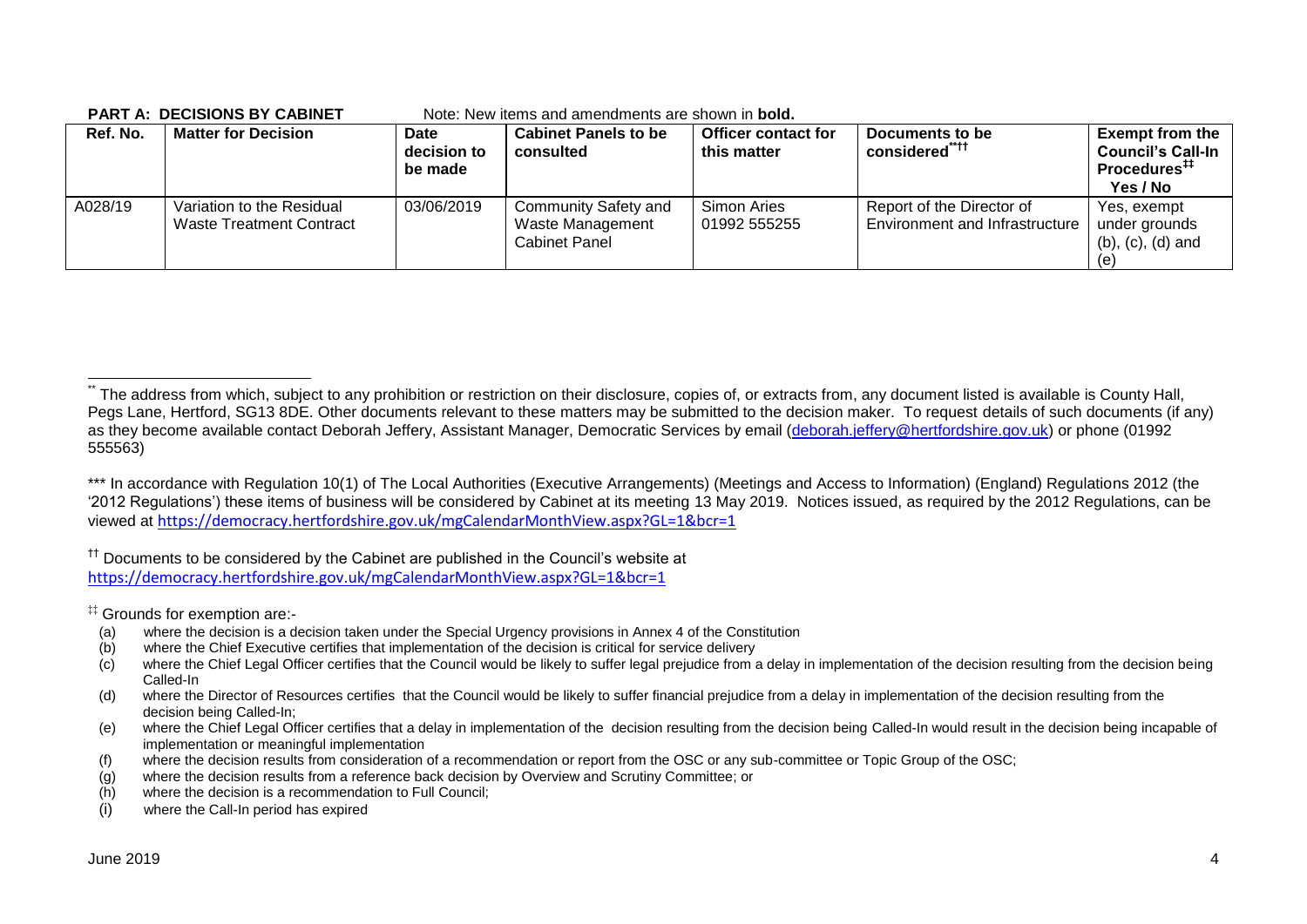**PART A: DECISIONS BY CABINET** Note: New items and amendments are shown in **bold.**

| Ref. No. | Matter for Decision | Date decision to be made | Cabinet Panels to be consulted | Officer contact for this matter | Documents to be considered[**††] | Exempt from the Council's Call-In Procedures[‡‡] Yes / No |
|---|---|---|---|---|---|---|
| A028/19 | Variation to the Residual Waste Treatment Contract | 03/06/2019 | Community Safety and Waste Management Cabinet Panel | Simon Aries 01992 555255 | Report of the Director of Environment and Infrastructure | Yes, exempt under grounds (b), (c), (d) and (e) |

[**] The address from which, subject to any prohibition or restriction on their disclosure, copies of, or extracts from, any document listed is available is County Hall, Pegs Lane, Hertford, SG13 8DE. Other documents relevant to these matters may be submitted to the decision maker. To request details of such documents (if any) as they become available contact Deborah Jeffery, Assistant Manager, Democratic Services by email (deborah.jeffery@hertfordshire.gov.uk) or phone (01992 555563)

[***] In accordance with Regulation 10(1) of The Local Authorities (Executive Arrangements) (Meetings and Access to Information) (England) Regulations 2012 (the '2012 Regulations') these items of business will be considered by Cabinet at its meeting 13 May 2019. Notices issued, as required by the 2012 Regulations, can be viewed at https://democracy.hertfordshire.gov.uk/mgCalendarMonthView.aspx?GL=1&bcr=1

[††] Documents to be considered by the Cabinet are published in the Council's website at https://democracy.hertfordshire.gov.uk/mgCalendarMonthView.aspx?GL=1&bcr=1

[‡‡] Grounds for exemption are:-

(a) where the decision is a decision taken under the Special Urgency provisions in Annex 4 of the Constitution
(b) where the Chief Executive certifies that implementation of the decision is critical for service delivery
(c) where the Chief Legal Officer certifies that the Council would be likely to suffer legal prejudice from a delay in implementation of the decision resulting from the decision being Called-In
(d) where the Director of Resources certifies that the Council would be likely to suffer financial prejudice from a delay in implementation of the decision resulting from the decision being Called-In;
(e) where the Chief Legal Officer certifies that a delay in implementation of the decision resulting from the decision being Called-In would result in the decision being incapable of implementation or meaningful implementation
(f) where the decision results from consideration of a recommendation or report from the OSC or any sub-committee or Topic Group of the OSC;
(g) where the decision results from a reference back decision by Overview and Scrutiny Committee; or
(h) where the decision is a recommendation to Full Council;
(i) where the Call-In period has expired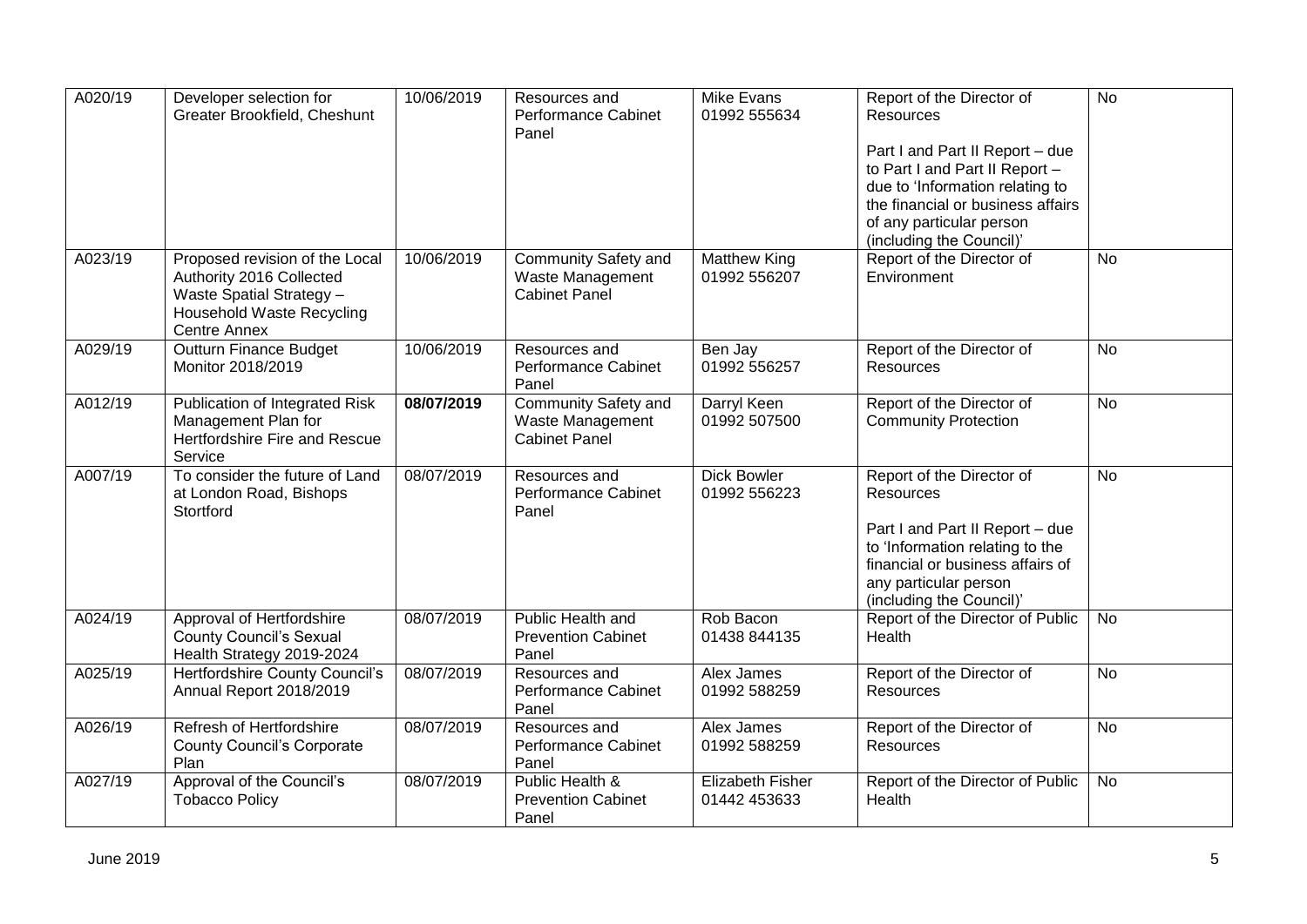| A020/19 | Developer selection for Greater Brookfield, Cheshunt | 10/06/2019 | Resources and Performance Cabinet Panel | Mike Evans 01992 555634 | Report of the Director of Resources<br><br>Part I and Part II Report – due to Part I and Part II Report – due to 'Information relating to the financial or business affairs of any particular person (including the Council)' | No |
|---|---|---|---|---|---|---|
| A023/19 | Proposed revision of the Local Authority 2016 Collected Waste Spatial Strategy – Household Waste Recycling Centre Annex | 10/06/2019 | Community Safety and Waste Management Cabinet Panel | Matthew King 01992 556207 | Report of the Director of Environment | No |
| A029/19 | Outturn Finance Budget Monitor 2018/2019 | 10/06/2019 | Resources and Performance Cabinet Panel | Ben Jay 01992 556257 | Report of the Director of Resources | No |
| A012/19 | Publication of Integrated Risk Management Plan for Hertfordshire Fire and Rescue Service | **08/07/2019** | Community Safety and Waste Management Cabinet Panel | Darryl Keen 01992 507500 | Report of the Director of Community Protection | No |
| A007/19 | To consider the future of Land at London Road, Bishops Stortford | 08/07/2019 | Resources and Performance Cabinet Panel | Dick Bowler 01992 556223 | Report of the Director of Resources<br><br>Part I and Part II Report – due to 'Information relating to the financial or business affairs of any particular person (including the Council)' | No |
| A024/19 | Approval of Hertfordshire County Council's Sexual Health Strategy 2019-2024 | 08/07/2019 | Public Health and Prevention Cabinet Panel | Rob Bacon 01438 844135 | Report of the Director of Public Health | No |
| A025/19 | Hertfordshire County Council's Annual Report 2018/2019 | 08/07/2019 | Resources and Performance Cabinet Panel | Alex James 01992 588259 | Report of the Director of Resources | No |
| A026/19 | Refresh of Hertfordshire County Council's Corporate Plan | 08/07/2019 | Resources and Performance Cabinet Panel | Alex James 01992 588259 | Report of the Director of Resources | No |
| A027/19 | Approval of the Council's Tobacco Policy | 08/07/2019 | Public Health & Prevention Cabinet Panel | Elizabeth Fisher 01442 453633 | Report of the Director of Public Health | No |

June 2019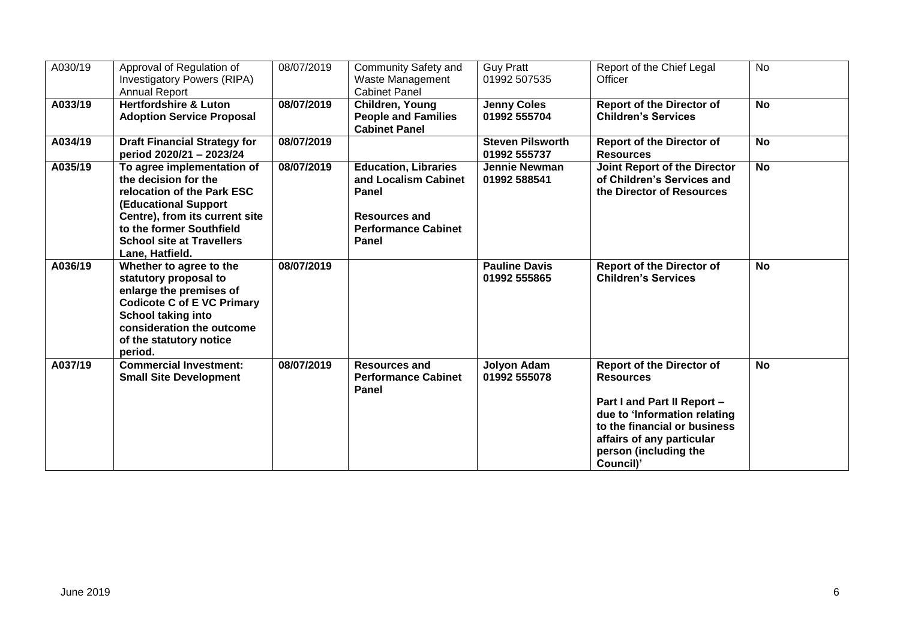| A030/19 | Approval of Regulation of Investigatory Powers (RIPA) Annual Report | 08/07/2019 | Community Safety and Waste Management Cabinet Panel | Guy Pratt 01992 507535 | Report of the Chief Legal Officer | No |
|---|---|---|---|---|---|---|
| **A033/19** | **Hertfordshire & Luton Adoption Service Proposal** | **08/07/2019** | **Children, Young People and Families Cabinet Panel** | **Jenny Coles 01992 555704** | **Report of the Director of Children's Services** | **No** |
| **A034/19** | **Draft Financial Strategy for period 2020/21 – 2023/24** | **08/07/2019** | | **Steven Pilsworth 01992 555737** | **Report of the Director of Resources** | **No** |
| **A035/19** | **To agree implementation of the decision for the relocation of the Park ESC (Educational Support Centre), from its current site to the former Southfield School site at Travellers Lane, Hatfield.** | **08/07/2019** | **Education, Libraries and Localism Cabinet Panel**<br><br>**Resources and Performance Cabinet Panel** | **Jennie Newman 01992 588541** | **Joint Report of the Director of Children's Services and the Director of Resources** | **No** |
| **A036/19** | **Whether to agree to the statutory proposal to enlarge the premises of Codicote C of E VC Primary School taking into consideration the outcome of the statutory notice period.** | **08/07/2019** | | **Pauline Davis 01992 555865** | **Report of the Director of Children's Services** | **No** |
| **A037/19** | **Commercial Investment: Small Site Development** | **08/07/2019** | **Resources and Performance Cabinet Panel** | **Jolyon Adam 01992 555078** | **Report of the Director of Resources**<br><br>**Part I and Part II Report – due to 'Information relating to the financial or business affairs of any particular person (including the Council)'** | **No** |

June 2019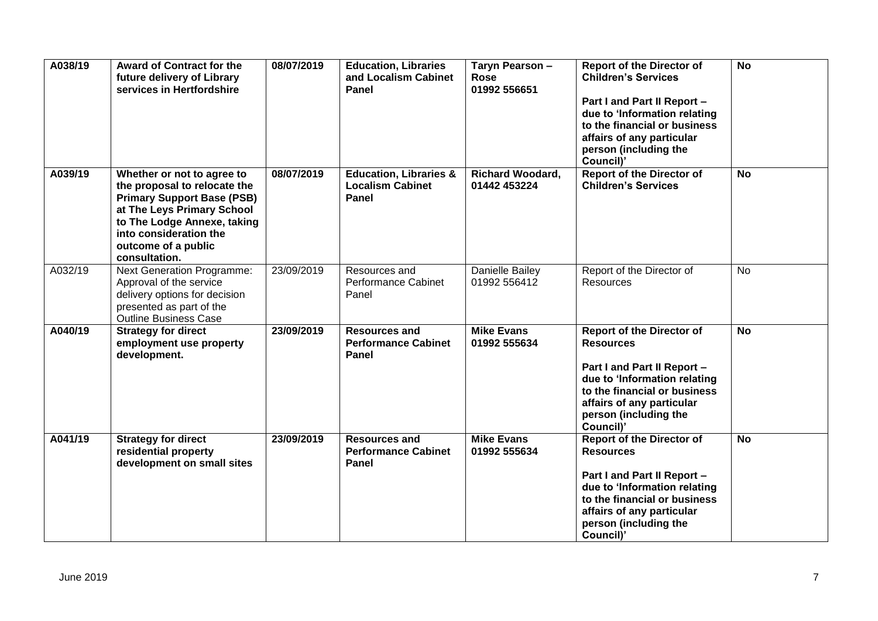| A038/19 | **Award of Contract for the future delivery of Library services in Hertfordshire** | **08/07/2019** | **Education, Libraries and Localism Cabinet Panel** | **Taryn Pearson – Rose 01992 556651** | **Report of the Director of Children's Services**<br><br>**Part I and Part II Report – due to 'Information relating to the financial or business affairs of any particular person (including the Council)'** | **No** |
|---|---|---|---|---|---|---|
| **A039/19** | **Whether or not to agree to the proposal to relocate the Primary Support Base (PSB) at The Leys Primary School to The Lodge Annexe, taking into consideration the outcome of a public consultation.** | **08/07/2019** | **Education, Libraries & Localism Cabinet Panel** | **Richard Woodard, 01442 453224** | **Report of the Director of Children's Services** | **No** |
| A032/19 | Next Generation Programme: Approval of the service delivery options for decision presented as part of the Outline Business Case | 23/09/2019 | Resources and Performance Cabinet Panel | Danielle Bailey 01992 556412 | Report of the Director of Resources | No |
| **A040/19** | **Strategy for direct employment use property development.** | **23/09/2019** | **Resources and Performance Cabinet Panel** | **Mike Evans 01992 555634** | **Report of the Director of Resources**<br><br>**Part I and Part II Report – due to 'Information relating to the financial or business affairs of any particular person (including the Council)'** | **No** |
| **A041/19** | **Strategy for direct residential property development on small sites** | **23/09/2019** | **Resources and Performance Cabinet Panel** | **Mike Evans 01992 555634** | **Report of the Director of Resources**<br><br>**Part I and Part II Report – due to 'Information relating to the financial or business affairs of any particular person (including the Council)'** | **No** |

June 2019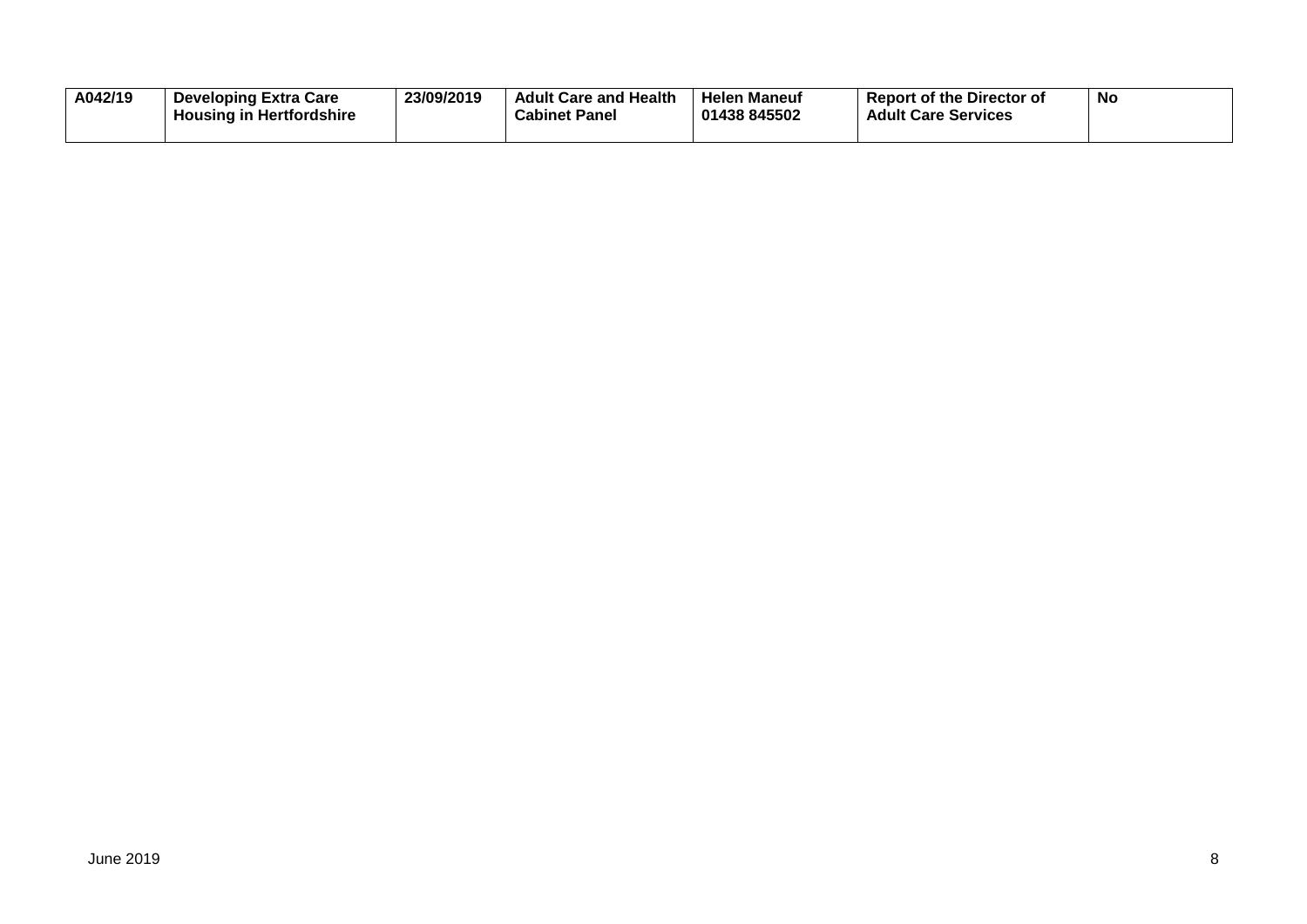| A042/19 | Developing Extra Care Housing in Hertfordshire | 23/09/2019 | Adult Care and Health Cabinet Panel | Helen Maneuf 01438 845502 | Report of the Director of Adult Care Services | No |
|---|---|---|---|---|---|---|

June 2019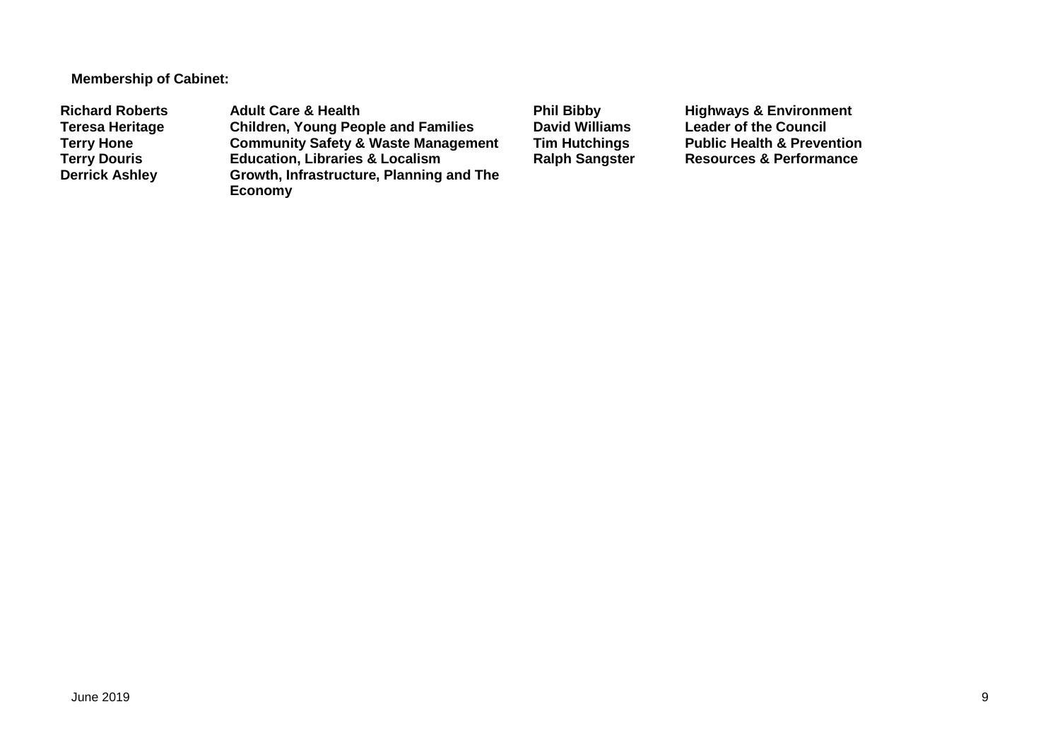**Membership of Cabinet:**

| | | | |
|---|---|---|---|
| **Richard Roberts** | **Adult Care & Health** | **Phil Bibby** | **Highways & Environment** |
| **Teresa Heritage** | **Children, Young People and Families** | **David Williams** | **Leader of the Council** |
| **Terry Hone** | **Community Safety & Waste Management** | **Tim Hutchings** | **Public Health & Prevention** |
| **Terry Douris** | **Education, Libraries & Localism** | **Ralph Sangster** | **Resources & Performance** |
| **Derrick Ashley** | **Growth, Infrastructure, Planning and The Economy** | | |

June 2019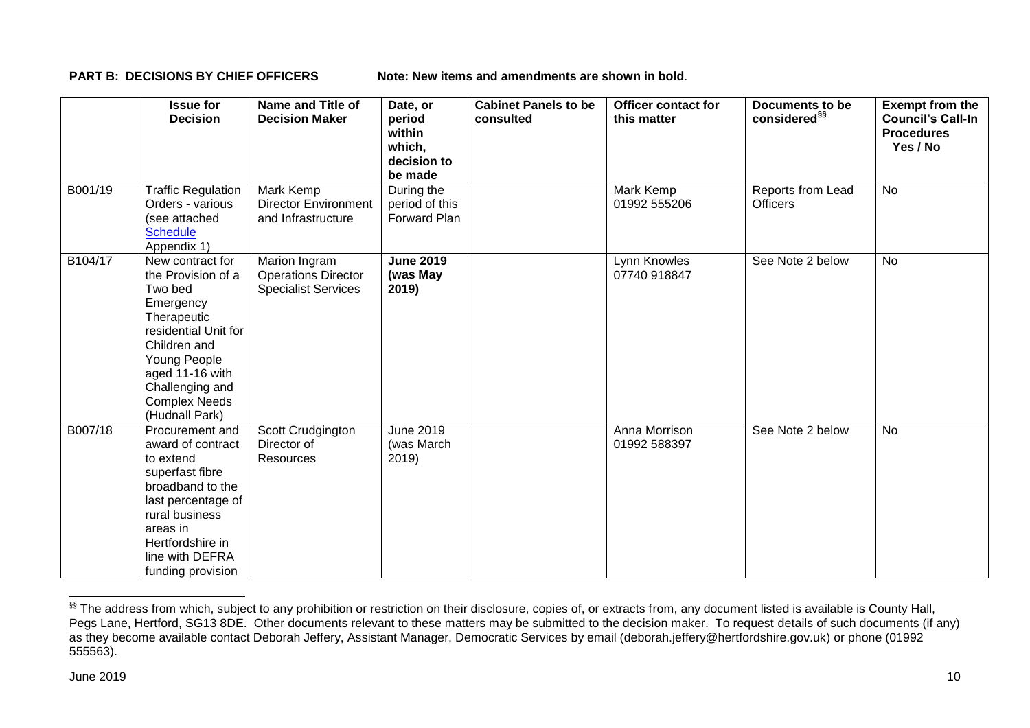**PART B: DECISIONS BY CHIEF OFFICERS** **Note: New items and amendments are shown in bold**.

| | Issue for Decision | Name and Title of Decision Maker | Date, or period within which, decision to be made | Cabinet Panels to be consulted | Officer contact for this matter | Documents to be considered[§§] | Exempt from the Council's Call-In Procedures Yes / No |
|---|---|---|---|---|---|---|---|
| B001/19 | Traffic Regulation Orders - various (see attached Schedule Appendix 1) | Mark Kemp Director Environment and Infrastructure | During the period of this Forward Plan | | Mark Kemp 01992 555206 | Reports from Lead Officers | No |
| B104/17 | New contract for the Provision of a Two bed Emergency Therapeutic residential Unit for Children and Young People aged 11-16 with Challenging and Complex Needs (Hudnall Park) | Marion Ingram Operations Director Specialist Services | **June 2019 (was May 2019)** | | Lynn Knowles 07740 918847 | See Note 2 below | No |
| B007/18 | Procurement and award of contract to extend superfast fibre broadband to the last percentage of rural business areas in Hertfordshire in line with DEFRA funding provision | Scott Crudgington Director of Resources | June 2019 (was March 2019) | | Anna Morrison 01992 588397 | See Note 2 below | No |

[§§] The address from which, subject to any prohibition or restriction on their disclosure, copies of, or extracts from, any document listed is available is County Hall, Pegs Lane, Hertford, SG13 8DE. Other documents relevant to these matters may be submitted to the decision maker. To request details of such documents (if any) as they become available contact Deborah Jeffery, Assistant Manager, Democratic Services by email (deborah.jeffery@hertfordshire.gov.uk) or phone (01992 555563).

June 2019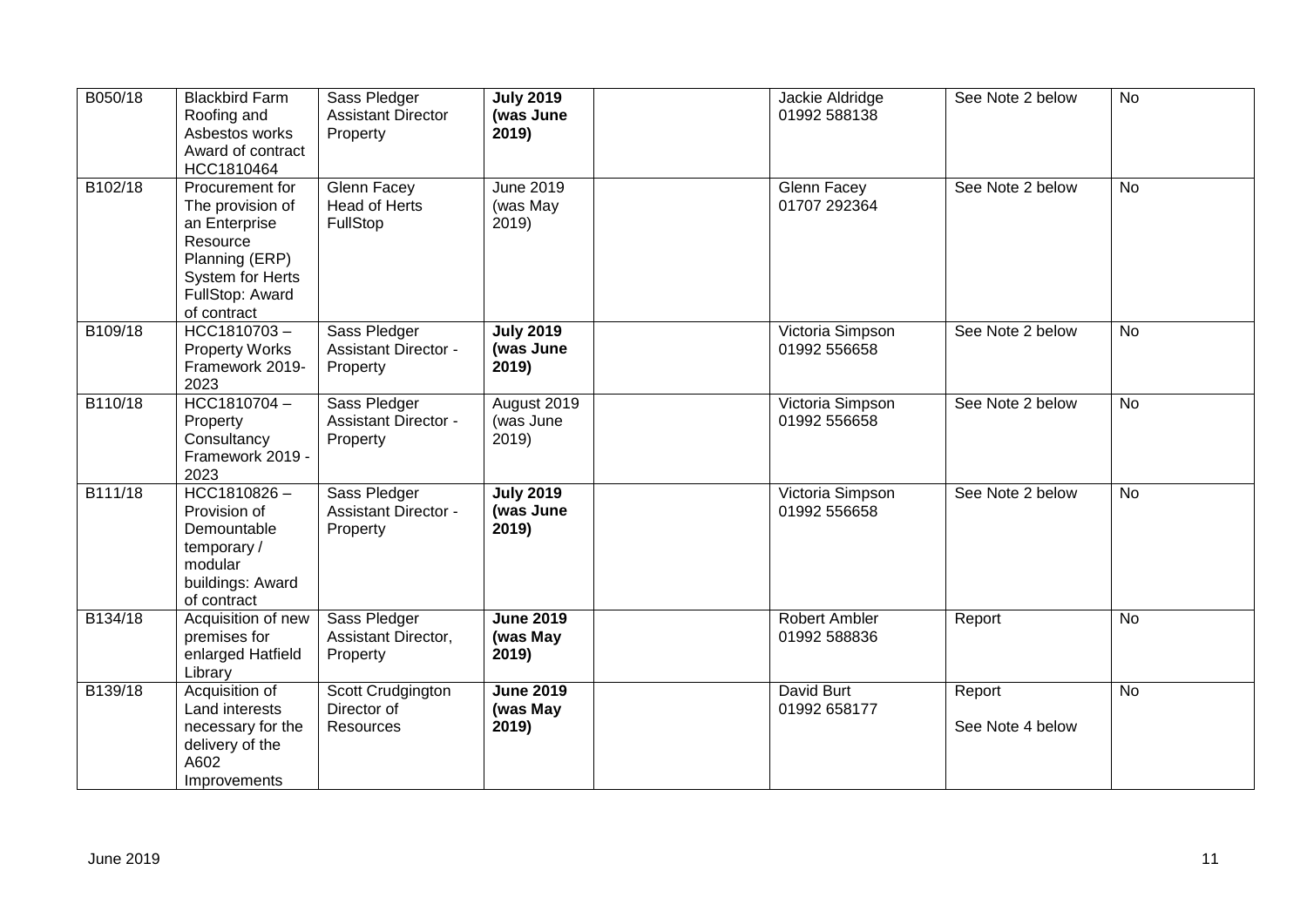| | | | | | | | |
|---|---|---|---|---|---|---|---|
| B050/18 | Blackbird Farm Roofing and Asbestos works Award of contract HCC1810464 | Sass Pledger Assistant Director Property | **July 2019 (was June 2019)** | | Jackie Aldridge 01992 588138 | See Note 2 below | No |
| B102/18 | Procurement for The provision of an Enterprise Resource Planning (ERP) System for Herts FullStop: Award of contract | Glenn Facey Head of Herts FullStop | June 2019 (was May 2019) | | Glenn Facey 01707 292364 | See Note 2 below | No |
| B109/18 | HCC1810703 – Property Works Framework 2019-2023 | Sass Pledger Assistant Director - Property | **July 2019 (was June 2019)** | | Victoria Simpson 01992 556658 | See Note 2 below | No |
| B110/18 | HCC1810704 – Property Consultancy Framework 2019 - 2023 | Sass Pledger Assistant Director - Property | August 2019 (was June 2019) | | Victoria Simpson 01992 556658 | See Note 2 below | No |
| B111/18 | HCC1810826 – Provision of Demountable temporary / modular buildings: Award of contract | Sass Pledger Assistant Director - Property | **July 2019 (was June 2019)** | | Victoria Simpson 01992 556658 | See Note 2 below | No |
| B134/18 | Acquisition of new premises for enlarged Hatfield Library | Sass Pledger Assistant Director, Property | **June 2019 (was May 2019)** | | Robert Ambler 01992 588836 | Report | No |
| B139/18 | Acquisition of Land interests necessary for the delivery of the A602 Improvements | Scott Crudgington Director of Resources | **June 2019 (was May 2019)** | | David Burt 01992 658177 | Report<br><br>See Note 4 below | No |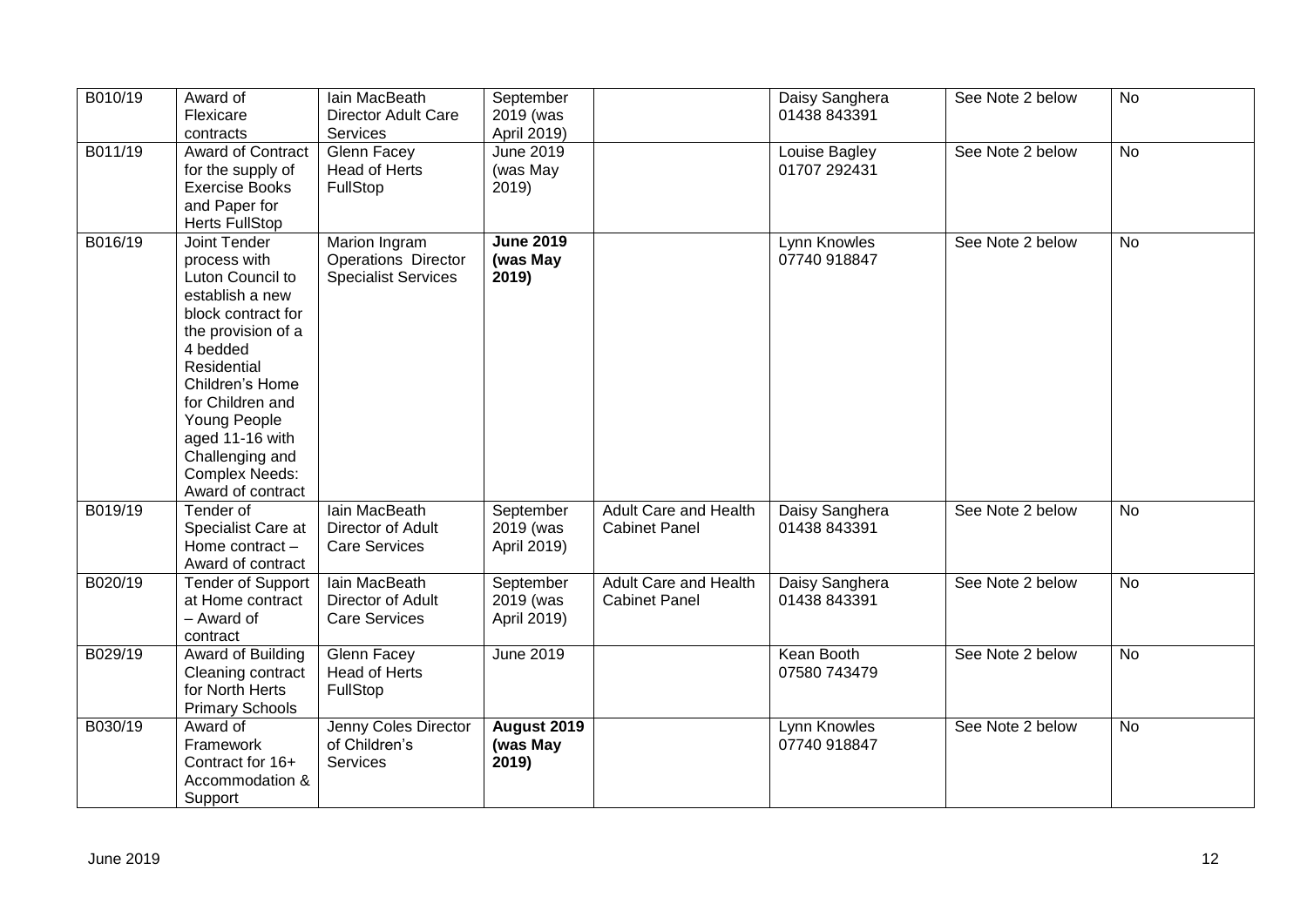| B010/19 | Award of Flexicare contracts | Iain MacBeath Director Adult Care Services | September 2019 (was April 2019) | | Daisy Sanghera 01438 843391 | See Note 2 below | No |
|---|---|---|---|---|---|---|---|
| B011/19 | Award of Contract for the supply of Exercise Books and Paper for Herts FullStop | Glenn Facey Head of Herts FullStop | June 2019 (was May 2019) | | Louise Bagley 01707 292431 | See Note 2 below | No |
| B016/19 | Joint Tender process with Luton Council to establish a new block contract for the provision of a 4 bedded Residential Children's Home for Children and Young People aged 11-16 with Challenging and Complex Needs: Award of contract | Marion Ingram Operations Director Specialist Services | **June 2019 (was May 2019)** | | Lynn Knowles 07740 918847 | See Note 2 below | No |
| B019/19 | Tender of Specialist Care at Home contract – Award of contract | Iain MacBeath Director of Adult Care Services | September 2019 (was April 2019) | Adult Care and Health Cabinet Panel | Daisy Sanghera 01438 843391 | See Note 2 below | No |
| B020/19 | Tender of Support at Home contract – Award of contract | Iain MacBeath Director of Adult Care Services | September 2019 (was April 2019) | Adult Care and Health Cabinet Panel | Daisy Sanghera 01438 843391 | See Note 2 below | No |
| B029/19 | Award of Building Cleaning contract for North Herts Primary Schools | Glenn Facey Head of Herts FullStop | June 2019 | | Kean Booth 07580 743479 | See Note 2 below | No |
| B030/19 | Award of Framework Contract for 16+ Accommodation & Support | Jenny Coles Director of Children's Services | **August 2019 (was May 2019)** | | Lynn Knowles 07740 918847 | See Note 2 below | No |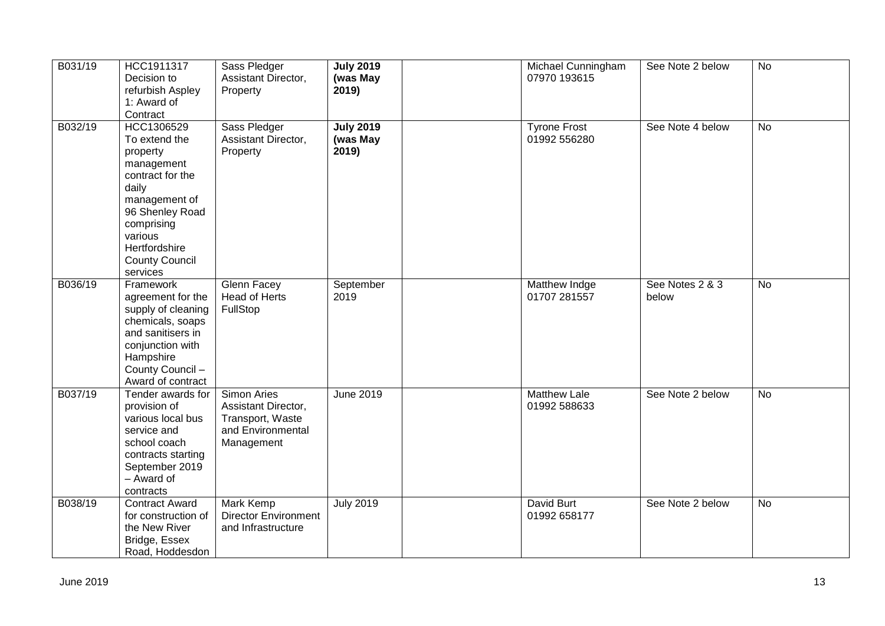| | | | | | | | |
|---|---|---|---|---|---|---|---|
| B031/19 | HCC1911317 Decision to refurbish Aspley 1: Award of Contract | Sass Pledger Assistant Director, Property | **July 2019 (was May 2019)** | | Michael Cunningham 07970 193615 | See Note 2 below | No |
| B032/19 | HCC1306529 To extend the property management contract for the daily management of 96 Shenley Road comprising various Hertfordshire County Council services | Sass Pledger Assistant Director, Property | **July 2019 (was May 2019)** | | Tyrone Frost 01992 556280 | See Note 4 below | No |
| B036/19 | Framework agreement for the supply of cleaning chemicals, soaps and sanitisers in conjunction with Hampshire County Council – Award of contract | Glenn Facey Head of Herts FullStop | September 2019 | | Matthew Indge 01707 281557 | See Notes 2 & 3 below | No |
| B037/19 | Tender awards for provision of various local bus service and school coach contracts starting September 2019 – Award of contracts | Simon Aries Assistant Director, Transport, Waste and Environmental Management | June 2019 | | Matthew Lale 01992 588633 | See Note 2 below | No |
| B038/19 | Contract Award for construction of the New River Bridge, Essex Road, Hoddesdon | Mark Kemp Director Environment and Infrastructure | July 2019 | | David Burt 01992 658177 | See Note 2 below | No |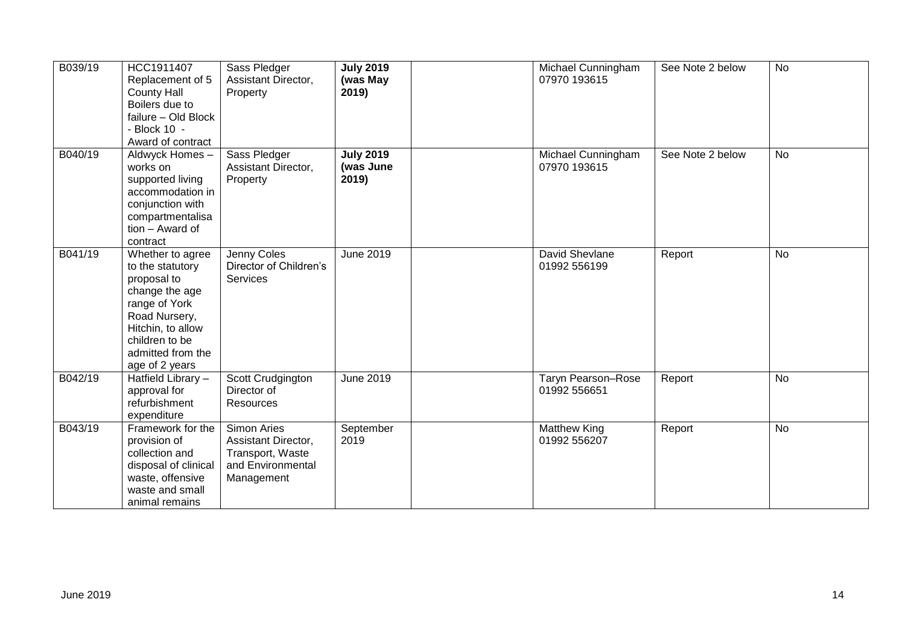| | | | | | | | |
|---|---|---|---|---|---|---|---|
| B039/19 | HCC1911407 Replacement of 5 County Hall Boilers due to failure – Old Block - Block 10 - Award of contract | Sass Pledger Assistant Director, Property | **July 2019 (was May 2019)** | | Michael Cunningham 07970 193615 | See Note 2 below | No |
| B040/19 | Aldwyck Homes – works on supported living accommodation in conjunction with compartmentalisation – Award of contract | Sass Pledger Assistant Director, Property | **July 2019 (was June 2019)** | | Michael Cunningham 07970 193615 | See Note 2 below | No |
| B041/19 | Whether to agree to the statutory proposal to change the age range of York Road Nursery, Hitchin, to allow children to be admitted from the age of 2 years | Jenny Coles Director of Children's Services | June 2019 | | David Shevlane 01992 556199 | Report | No |
| B042/19 | Hatfield Library – approval for refurbishment expenditure | Scott Crudgington Director of Resources | June 2019 | | Taryn Pearson–Rose 01992 556651 | Report | No |
| B043/19 | Framework for the provision of collection and disposal of clinical waste, offensive waste and small animal remains | Simon Aries Assistant Director, Transport, Waste and Environmental Management | September 2019 | | Matthew King 01992 556207 | Report | No |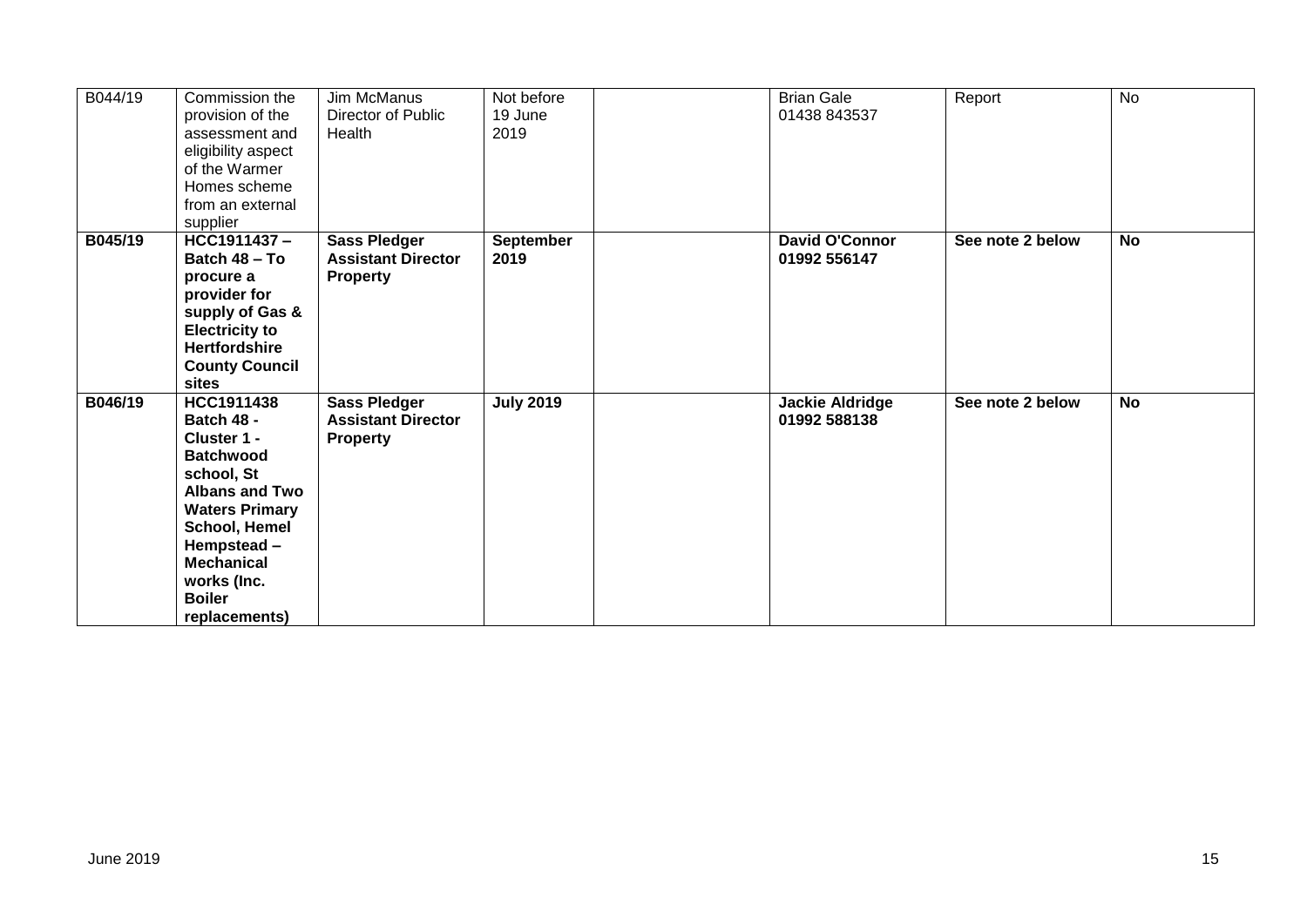| | | | | | | | |
|---|---|---|---|---|---|---|---|
| B044/19 | Commission the provision of the assessment and eligibility aspect of the Warmer Homes scheme from an external supplier | Jim McManus Director of Public Health | Not before 19 June 2019 | | Brian Gale 01438 843537 | Report | No |
| **B045/19** | **HCC1911437 – Batch 48 – To procure a provider for supply of Gas & Electricity to Hertfordshire County Council sites** | **Sass Pledger Assistant Director Property** | **September 2019** | | **David O'Connor 01992 556147** | **See note 2 below** | **No** |
| **B046/19** | **HCC1911438 Batch 48 - Cluster 1 - Batchwood school, St Albans and Two Waters Primary School, Hemel Hempstead – Mechanical works (Inc. Boiler replacements)** | **Sass Pledger Assistant Director Property** | **July 2019** | | **Jackie Aldridge 01992 588138** | **See note 2 below** | **No** |

June 2019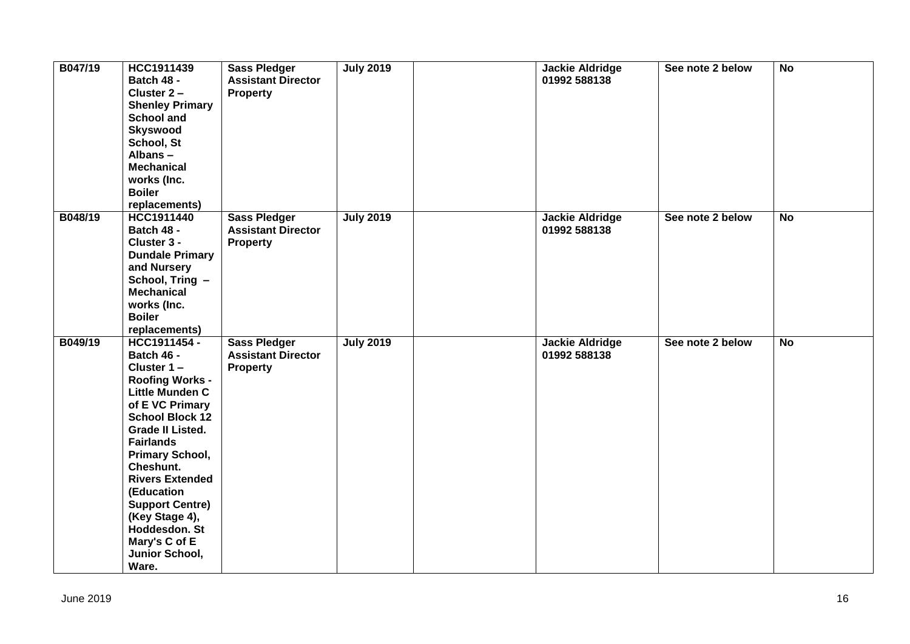| | | | | | | | |
|---|---|---|---|---|---|---|---|
| **B047/19** | **HCC1911439 Batch 48 - Cluster 2 – Shenley Primary School and Skyswood School, St Albans – Mechanical works (Inc. Boiler replacements)** | **Sass Pledger Assistant Director Property** | **July 2019** | | **Jackie Aldridge 01992 588138** | **See note 2 below** | **No** |
| **B048/19** | **HCC1911440 Batch 48 - Cluster 3 - Dundale Primary and Nursery School, Tring – Mechanical works (Inc. Boiler replacements)** | **Sass Pledger Assistant Director Property** | **July 2019** | | **Jackie Aldridge 01992 588138** | **See note 2 below** | **No** |
| **B049/19** | **HCC1911454 - Batch 46 - Cluster 1 – Roofing Works - Little Munden C of E VC Primary School Block 12 Grade II Listed. Fairlands Primary School, Cheshunt. Rivers Extended (Education Support Centre) (Key Stage 4), Hoddesdon. St Mary's C of E Junior School, Ware.** | **Sass Pledger Assistant Director Property** | **July 2019** | | **Jackie Aldridge 01992 588138** | **See note 2 below** | **No** |

June 2019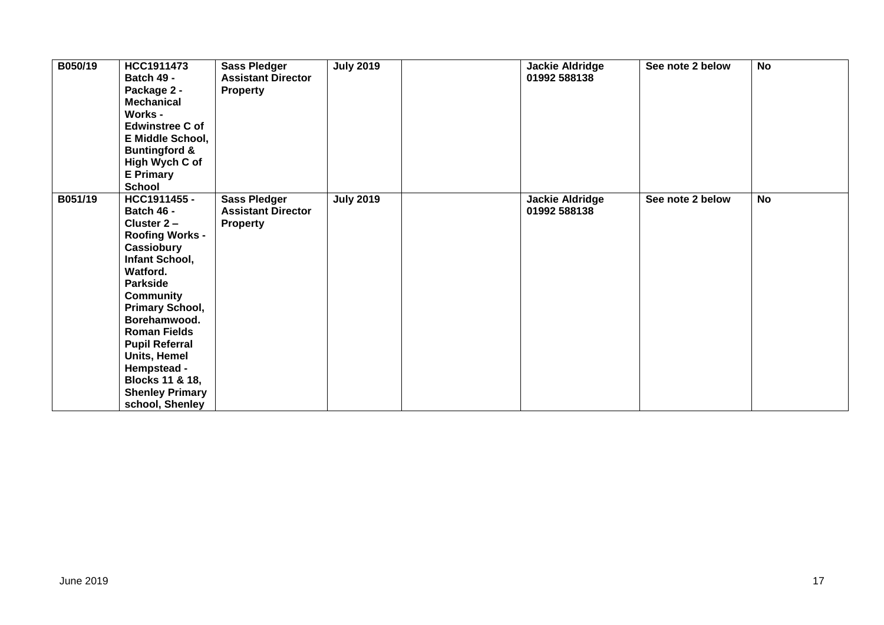| | | | | | | | |
|---|---|---|---|---|---|---|---|
| **B050/19** | **HCC1911473 Batch 49 - Package 2 - Mechanical Works - Edwinstree C of E Middle School, Buntingford & High Wych C of E Primary School** | **Sass Pledger Assistant Director Property** | **July 2019** | | **Jackie Aldridge 01992 588138** | **See note 2 below** | **No** |
| **B051/19** | **HCC1911455 - Batch 46 - Cluster 2 – Roofing Works - Cassiobury Infant School, Watford. Parkside Community Primary School, Borehamwood. Roman Fields Pupil Referral Units, Hemel Hempstead - Blocks 11 & 18, Shenley Primary school, Shenley** | **Sass Pledger Assistant Director Property** | **July 2019** | | **Jackie Aldridge 01992 588138** | **See note 2 below** | **No** |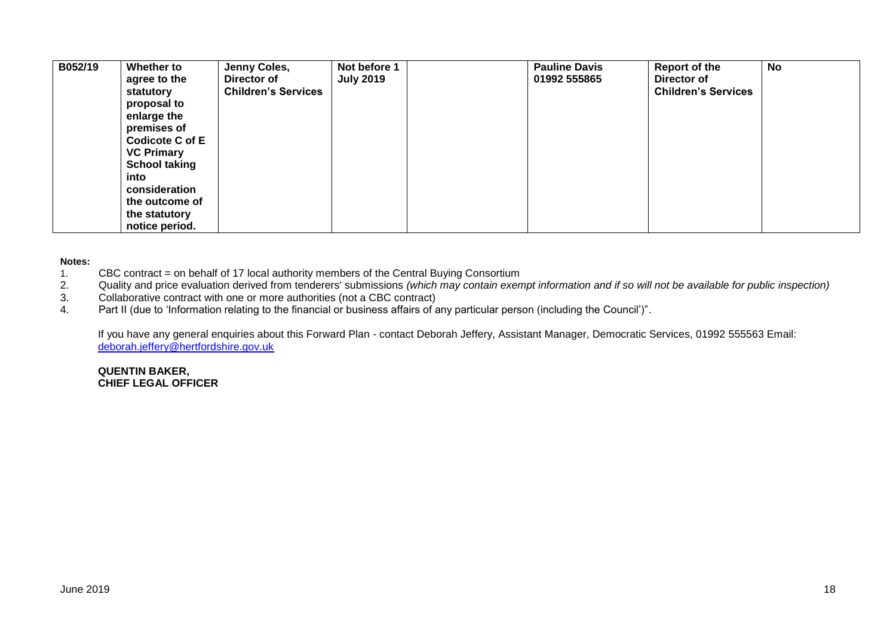| B052/19 | Whether to agree to the statutory proposal to enlarge the premises of Codicote C of E VC Primary School taking into consideration the outcome of the statutory notice period. | Jenny Coles, Director of Children's Services | Not before 1 July 2019 | | Pauline Davis 01992 555865 | Report of the Director of Children's Services | No |
|---|---|---|---|---|---|---|---|

**Notes:**

1. CBC contract = on behalf of 17 local authority members of the Central Buying Consortium
2. Quality and price evaluation derived from tenderers' submissions *(which may contain exempt information and if so will not be available for public inspection)*
3. Collaborative contract with one or more authorities (not a CBC contract)
4. Part II (due to 'Information relating to the financial or business affairs of any particular person (including the Council')".

If you have any general enquiries about this Forward Plan - contact Deborah Jeffery, Assistant Manager, Democratic Services, 01992 555563 Email: deborah.jeffery@hertfordshire.gov.uk

**QUENTIN BAKER,**
**CHIEF LEGAL OFFICER**

June 2019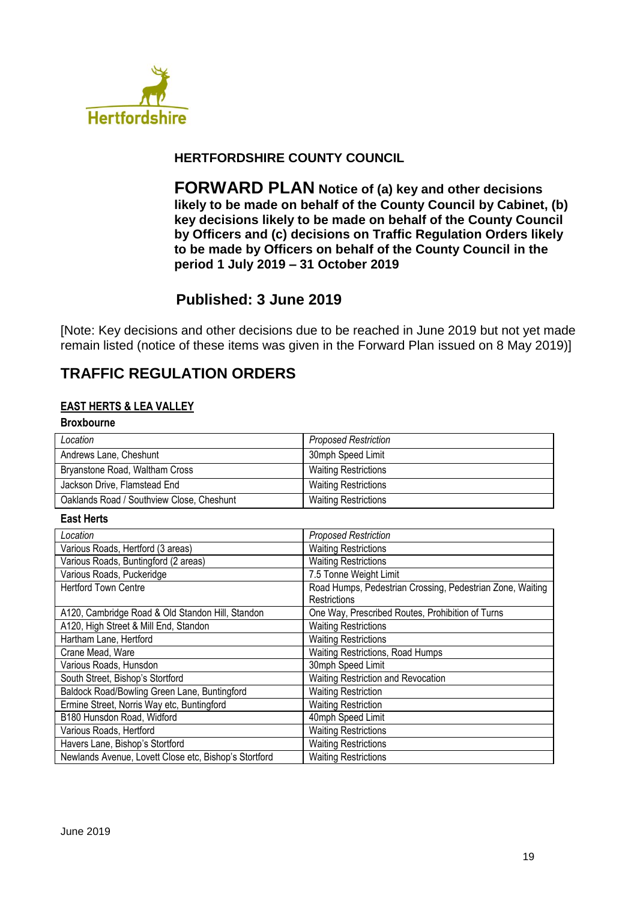**HERTFORDSHIRE COUNTY COUNCIL**

**FORWARD PLAN Notice of (a) key and other decisions likely to be made on behalf of the County Council by Cabinet, (b) key decisions likely to be made on behalf of the County Council by Officers and (c) decisions on Traffic Regulation Orders likely to be made by Officers on behalf of the County Council in the period 1 July 2019 – 31 October 2019**

## Published: 3 June 2019

[Note: Key decisions and other decisions due to be reached in June 2019 but not yet made remain listed (notice of these items was given in the Forward Plan issued on 8 May 2019)]

# TRAFFIC REGULATION ORDERS

### EAST HERTS & LEA VALLEY

**Broxbourne**

| *Location* | *Proposed Restriction* |
|---|---|
| Andrews Lane, Cheshunt | 30mph Speed Limit |
| Bryanstone Road, Waltham Cross | Waiting Restrictions |
| Jackson Drive, Flamstead End | Waiting Restrictions |
| Oaklands Road / Southview Close, Cheshunt | Waiting Restrictions |

**East Herts**

| *Location* | *Proposed Restriction* |
|---|---|
| Various Roads, Hertford (3 areas) | Waiting Restrictions |
| Various Roads, Buntingford (2 areas) | Waiting Restrictions |
| Various Roads, Puckeridge | 7.5 Tonne Weight Limit |
| Hertford Town Centre | Road Humps, Pedestrian Crossing, Pedestrian Zone, Waiting Restrictions |
| A120, Cambridge Road & Old Standon Hill, Standon | One Way, Prescribed Routes, Prohibition of Turns |
| A120, High Street & Mill End, Standon | Waiting Restrictions |
| Hartham Lane, Hertford | Waiting Restrictions |
| Crane Mead, Ware | Waiting Restrictions, Road Humps |
| Various Roads, Hunsdon | 30mph Speed Limit |
| South Street, Bishop's Stortford | Waiting Restriction and Revocation |
| Baldock Road/Bowling Green Lane, Buntingford | Waiting Restriction |
| Ermine Street, Norris Way etc, Buntingford | Waiting Restriction |
| B180 Hunsdon Road, Widford | 40mph Speed Limit |
| Various Roads, Hertford | Waiting Restrictions |
| Havers Lane, Bishop's Stortford | Waiting Restrictions |
| Newlands Avenue, Lovett Close etc, Bishop's Stortford | Waiting Restrictions |

June 2019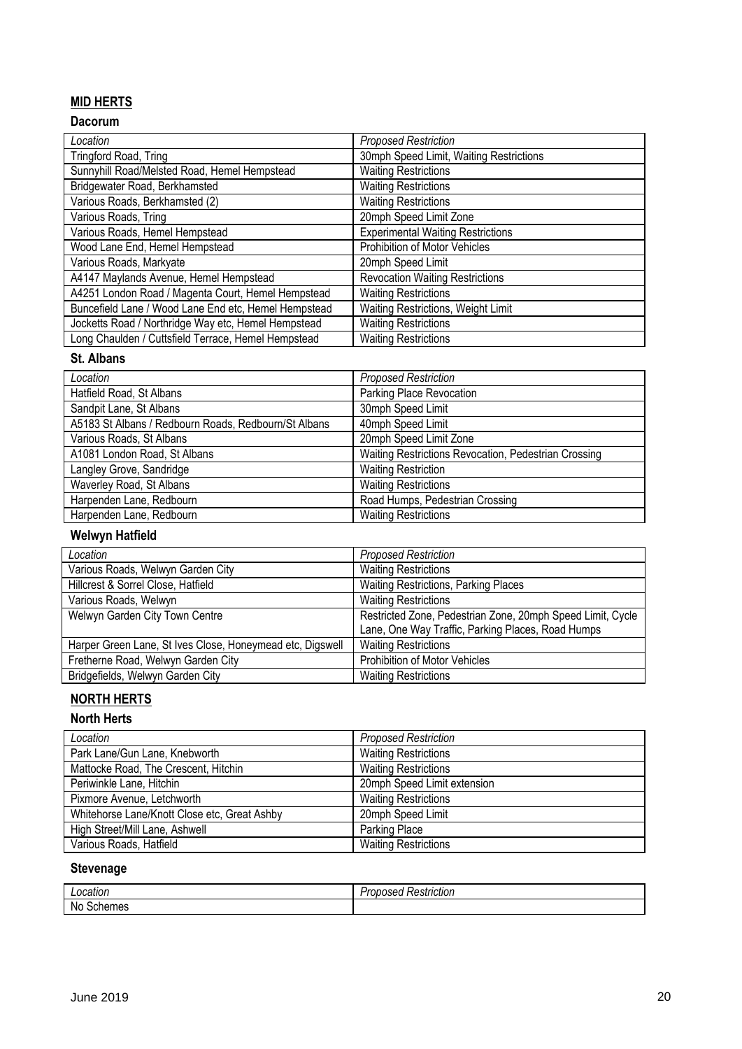## MID HERTS

### Dacorum

| *Location* | *Proposed Restriction* |
|---|---|
| Tringford Road, Tring | 30mph Speed Limit, Waiting Restrictions |
| Sunnyhill Road/Melsted Road, Hemel Hempstead | Waiting Restrictions |
| Bridgewater Road, Berkhamsted | Waiting Restrictions |
| Various Roads, Berkhamsted (2) | Waiting Restrictions |
| Various Roads, Tring | 20mph Speed Limit Zone |
| Various Roads, Hemel Hempstead | Experimental Waiting Restrictions |
| Wood Lane End, Hemel Hempstead | Prohibition of Motor Vehicles |
| Various Roads, Markyate | 20mph Speed Limit |
| A4147 Maylands Avenue, Hemel Hempstead | Revocation Waiting Restrictions |
| A4251 London Road / Magenta Court, Hemel Hempstead | Waiting Restrictions |
| Buncefield Lane / Wood Lane End etc, Hemel Hempstead | Waiting Restrictions, Weight Limit |
| Jocketts Road / Northridge Way etc, Hemel Hempstead | Waiting Restrictions |
| Long Chaulden / Cuttsfield Terrace, Hemel Hempstead | Waiting Restrictions |

### St. Albans

| *Location* | *Proposed Restriction* |
|---|---|
| Hatfield Road, St Albans | Parking Place Revocation |
| Sandpit Lane, St Albans | 30mph Speed Limit |
| A5183 St Albans / Redbourn Roads, Redbourn/St Albans | 40mph Speed Limit |
| Various Roads, St Albans | 20mph Speed Limit Zone |
| A1081 London Road, St Albans | Waiting Restrictions Revocation, Pedestrian Crossing |
| Langley Grove, Sandridge | Waiting Restriction |
| Waverley Road, St Albans | Waiting Restrictions |
| Harpenden Lane, Redbourn | Road Humps, Pedestrian Crossing |
| Harpenden Lane, Redbourn | Waiting Restrictions |

### Welwyn Hatfield

| *Location* | *Proposed Restriction* |
|---|---|
| Various Roads, Welwyn Garden City | Waiting Restrictions |
| Hillcrest & Sorrel Close, Hatfield | Waiting Restrictions, Parking Places |
| Various Roads, Welwyn | Waiting Restrictions |
| Welwyn Garden City Town Centre | Restricted Zone, Pedestrian Zone, 20mph Speed Limit, Cycle Lane, One Way Traffic, Parking Places, Road Humps |
| Harper Green Lane, St Ives Close, Honeymead etc, Digswell | Waiting Restrictions |
| Fretherne Road, Welwyn Garden City | Prohibition of Motor Vehicles |
| Bridgefields, Welwyn Garden City | Waiting Restrictions |

## NORTH HERTS

### North Herts

| *Location* | *Proposed Restriction* |
|---|---|
| Park Lane/Gun Lane, Knebworth | Waiting Restrictions |
| Mattocke Road, The Crescent, Hitchin | Waiting Restrictions |
| Periwinkle Lane, Hitchin | 20mph Speed Limit extension |
| Pixmore Avenue, Letchworth | Waiting Restrictions |
| Whitehorse Lane/Knott Close etc, Great Ashby | 20mph Speed Limit |
| High Street/Mill Lane, Ashwell | Parking Place |
| Various Roads, Hatfield | Waiting Restrictions |

### Stevenage

| *Location* | *Proposed Restriction* |
|---|---|
| No Schemes | |

June 2019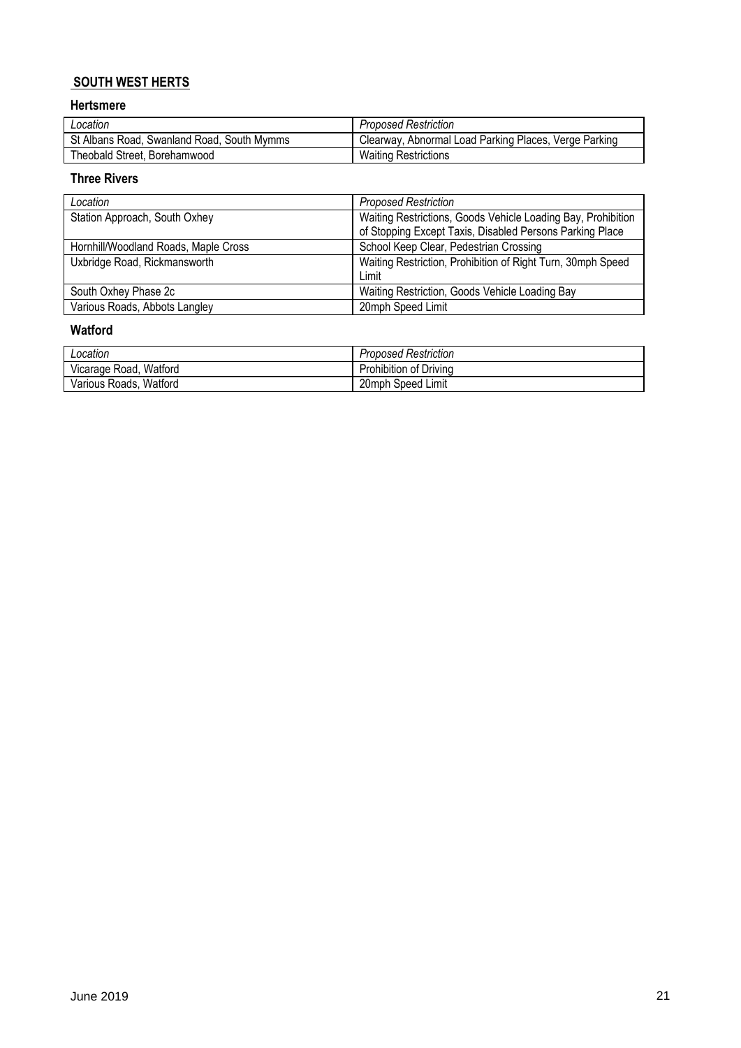## SOUTH WEST HERTS

### Hertsmere

| *Location* | *Proposed Restriction* |
|---|---|
| St Albans Road, Swanland Road, South Mymms | Clearway, Abnormal Load Parking Places, Verge Parking |
| Theobald Street, Borehamwood | Waiting Restrictions |

### Three Rivers

| *Location* | *Proposed Restriction* |
|---|---|
| Station Approach, South Oxhey | Waiting Restrictions, Goods Vehicle Loading Bay, Prohibition of Stopping Except Taxis, Disabled Persons Parking Place |
| Hornhill/Woodland Roads, Maple Cross | School Keep Clear, Pedestrian Crossing |
| Uxbridge Road, Rickmansworth | Waiting Restriction, Prohibition of Right Turn, 30mph Speed Limit |
| South Oxhey Phase 2c | Waiting Restriction, Goods Vehicle Loading Bay |
| Various Roads, Abbots Langley | 20mph Speed Limit |

### Watford

| *Location* | *Proposed Restriction* |
|---|---|
| Vicarage Road, Watford | Prohibition of Driving |
| Various Roads, Watford | 20mph Speed Limit |